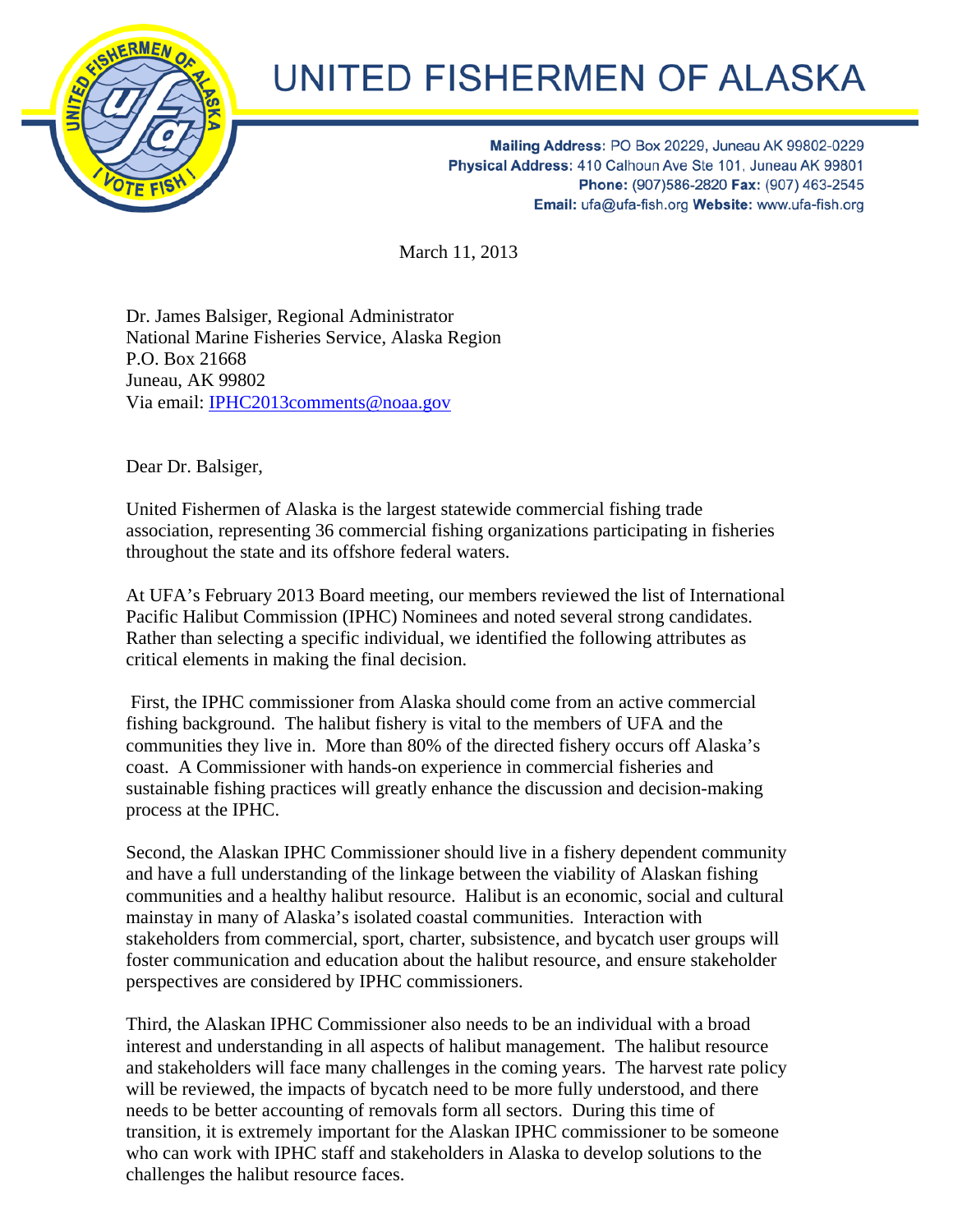# UNITED FISHERMEN OF ALASKA

**Mailing Address**: PO Box 20229, Juneau AK 99802-0229
**Physical Address**: 410 Calhoun Ave Ste 101, Juneau AK 99801
**Phone:** (907)586-2820 **Fax:** (907) 463-2545
**Email:** ufa@ufa-fish.org **Website:** www.ufa-fish.org

March 11, 2013

Dr. James Balsiger, Regional Administrator
National Marine Fisheries Service, Alaska Region
P.O. Box 21668
Juneau, AK 99802
Via email: IPHC2013comments@noaa.gov

Dear Dr. Balsiger,

United Fishermen of Alaska is the largest statewide commercial fishing trade association, representing 36 commercial fishing organizations participating in fisheries throughout the state and its offshore federal waters.

At UFA's February 2013 Board meeting, our members reviewed the list of International Pacific Halibut Commission (IPHC) Nominees and noted several strong candidates. Rather than selecting a specific individual, we identified the following attributes as critical elements in making the final decision.

First, the IPHC commissioner from Alaska should come from an active commercial fishing background. The halibut fishery is vital to the members of UFA and the communities they live in. More than 80% of the directed fishery occurs off Alaska's coast. A Commissioner with hands-on experience in commercial fisheries and sustainable fishing practices will greatly enhance the discussion and decision-making process at the IPHC.

Second, the Alaskan IPHC Commissioner should live in a fishery dependent community and have a full understanding of the linkage between the viability of Alaskan fishing communities and a healthy halibut resource. Halibut is an economic, social and cultural mainstay in many of Alaska's isolated coastal communities. Interaction with stakeholders from commercial, sport, charter, subsistence, and bycatch user groups will foster communication and education about the halibut resource, and ensure stakeholder perspectives are considered by IPHC commissioners.

Third, the Alaskan IPHC Commissioner also needs to be an individual with a broad interest and understanding in all aspects of halibut management. The halibut resource and stakeholders will face many challenges in the coming years. The harvest rate policy will be reviewed, the impacts of bycatch need to be more fully understood, and there needs to be better accounting of removals form all sectors. During this time of transition, it is extremely important for the Alaskan IPHC commissioner to be someone who can work with IPHC staff and stakeholders in Alaska to develop solutions to the challenges the halibut resource faces.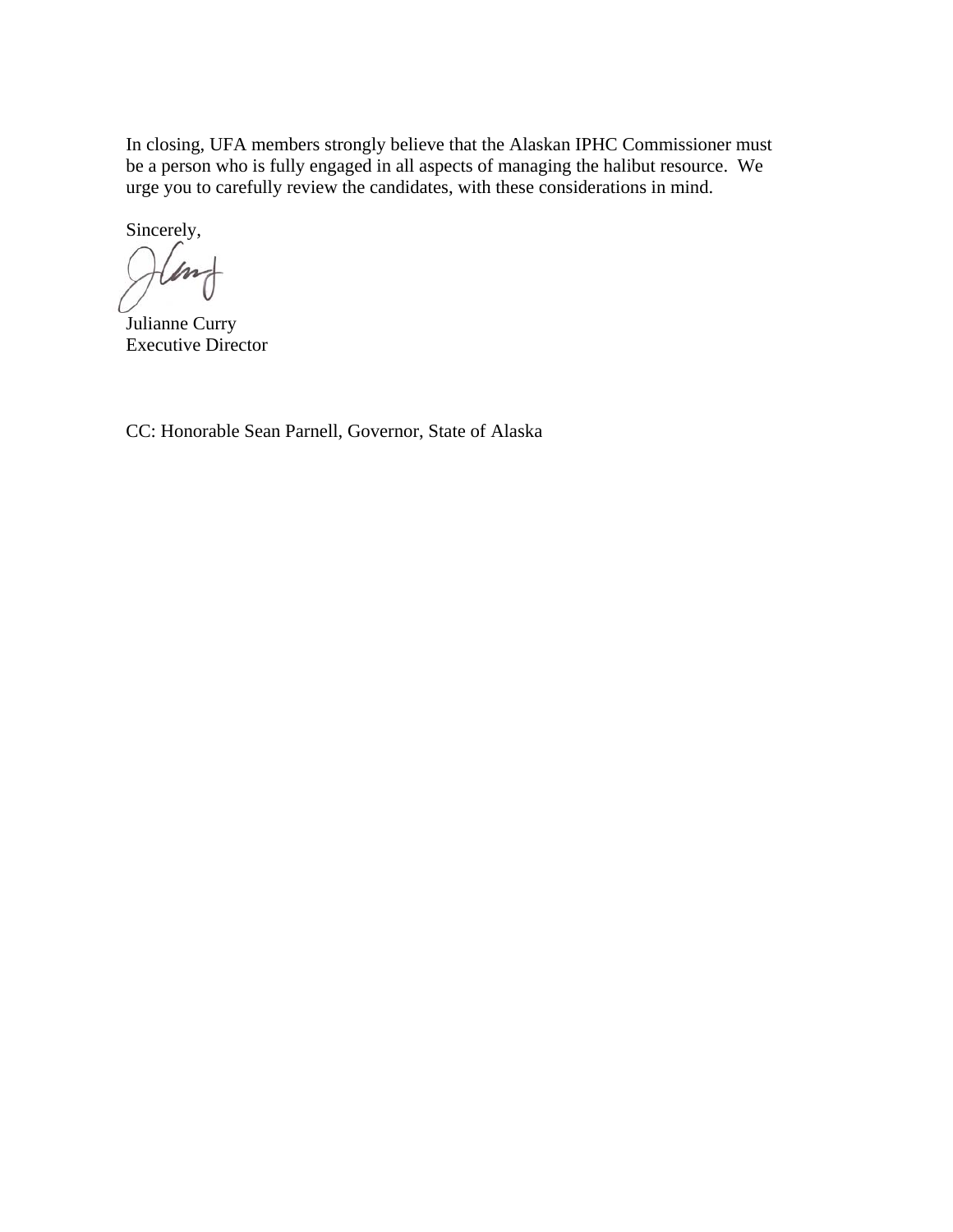In closing, UFA members strongly believe that the Alaskan IPHC Commissioner must be a person who is fully engaged in all aspects of managing the halibut resource. We urge you to carefully review the candidates, with these considerations in mind.

Sincerely,

Julianne Curry
Executive Director

CC: Honorable Sean Parnell, Governor, State of Alaska